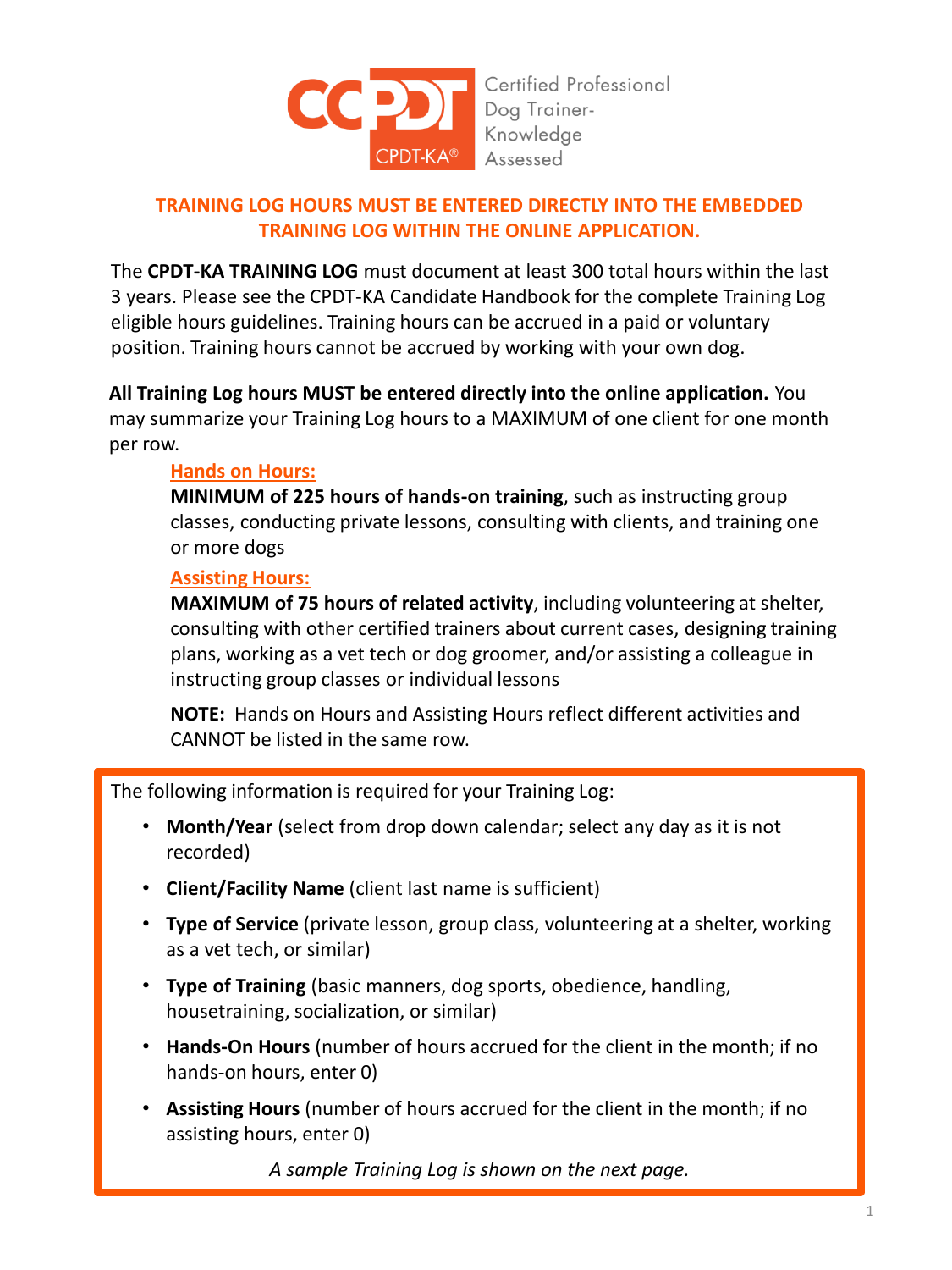**CCPDT** CPDT-KA® Certified Professional Dog Trainer-Knowledge Assessed

**TRAINING LOG HOURS MUST BE ENTERED DIRECTLY INTO THE EMBEDDED TRAINING LOG WITHIN THE ONLINE APPLICATION.**

The **CPDT-KA TRAINING LOG** must document at least 300 total hours within the last 3 years. Please see the CPDT-KA Candidate Handbook for the complete Training Log eligible hours guidelines. Training hours can be accrued in a paid or voluntary position. Training hours cannot be accrued by working with your own dog.

**All Training Log hours MUST be entered directly into the online application.** You may summarize your Training Log hours to a MAXIMUM of one client for one month per row.

**Hands on Hours:**
**MINIMUM of 225 hours of hands-on training**, such as instructing group classes, conducting private lessons, consulting with clients, and training one or more dogs

**Assisting Hours:**
**MAXIMUM of 75 hours of related activity**, including volunteering at shelter, consulting with other certified trainers about current cases, designing training plans, working as a vet tech or dog groomer, and/or assisting a colleague in instructing group classes or individual lessons

**NOTE:** Hands on Hours and Assisting Hours reflect different activities and CANNOT be listed in the same row.

The following information is required for your Training Log:

- **Month/Year** (select from drop down calendar; select any day as it is not recorded)
- **Client/Facility Name** (client last name is sufficient)
- **Type of Service** (private lesson, group class, volunteering at a shelter, working as a vet tech, or similar)
- **Type of Training** (basic manners, dog sports, obedience, handling, housetraining, socialization, or similar)
- **Hands-On Hours** (number of hours accrued for the client in the month; if no hands-on hours, enter 0)
- **Assisting Hours** (number of hours accrued for the client in the month; if no assisting hours, enter 0)

*A sample Training Log is shown on the next page.*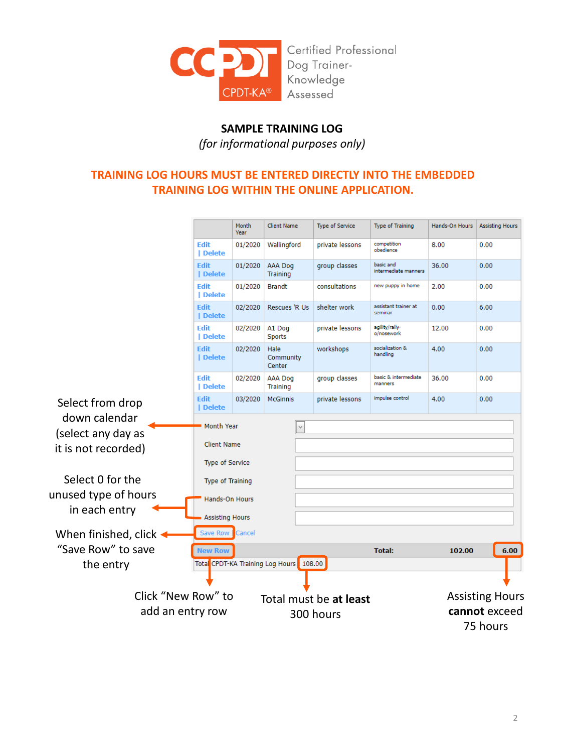Certified Professional Dog Trainer- Knowledge Assessed

CPDT-KA®

# SAMPLE TRAINING LOG

*(for informational purposes only)*

**TRAINING LOG HOURS MUST BE ENTERED DIRECTLY INTO THE EMBEDDED TRAINING LOG WITHIN THE ONLINE APPLICATION.**

| | Month Year | Client Name | Type of Service | Type of Training | Hands-On Hours | Assisting Hours |
|---|---|---|---|---|---|---|
| Edit \| Delete | 01/2020 | Wallingford | private lessons | competition obedience | 8.00 | 0.00 |
| Edit \| Delete | 01/2020 | AAA Dog Training | group classes | basic and intermediate manners | 36.00 | 0.00 |
| Edit \| Delete | 01/2020 | Brandt | consultations | new puppy in home | 2.00 | 0.00 |
| Edit \| Delete | 02/2020 | Rescues 'R Us | shelter work | assistant trainer at seminar | 0.00 | 6.00 |
| Edit \| Delete | 02/2020 | A1 Dog Sports | private lessons | agility/rally-o/nosework | 12.00 | 0.00 |
| Edit \| Delete | 02/2020 | Hale Community Center | workshops | socialization & handling | 4.00 | 0.00 |
| Edit \| Delete | 02/2020 | AAA Dog Training | group classes | basic & intermediate manners | 36.00 | 0.00 |
| Edit \| Delete | 03/2020 | McGinnis | private lessons | impulse control | 4.00 | 0.00 |

Month Year
Client Name
Type of Service
Type of Training
Hands-On Hours
Assisting Hours

Save Row Cancel

New Row — Total: 102.00 — 6.00

Total CPDT-KA Training Log Hours 108.00

Select from drop down calendar (select any day as it is not recorded)

Select 0 for the unused type of hours in each entry

When finished, click "Save Row" to save the entry

Click "New Row" to add an entry row

Total must be **at least** 300 hours

Assisting Hours **cannot** exceed 75 hours